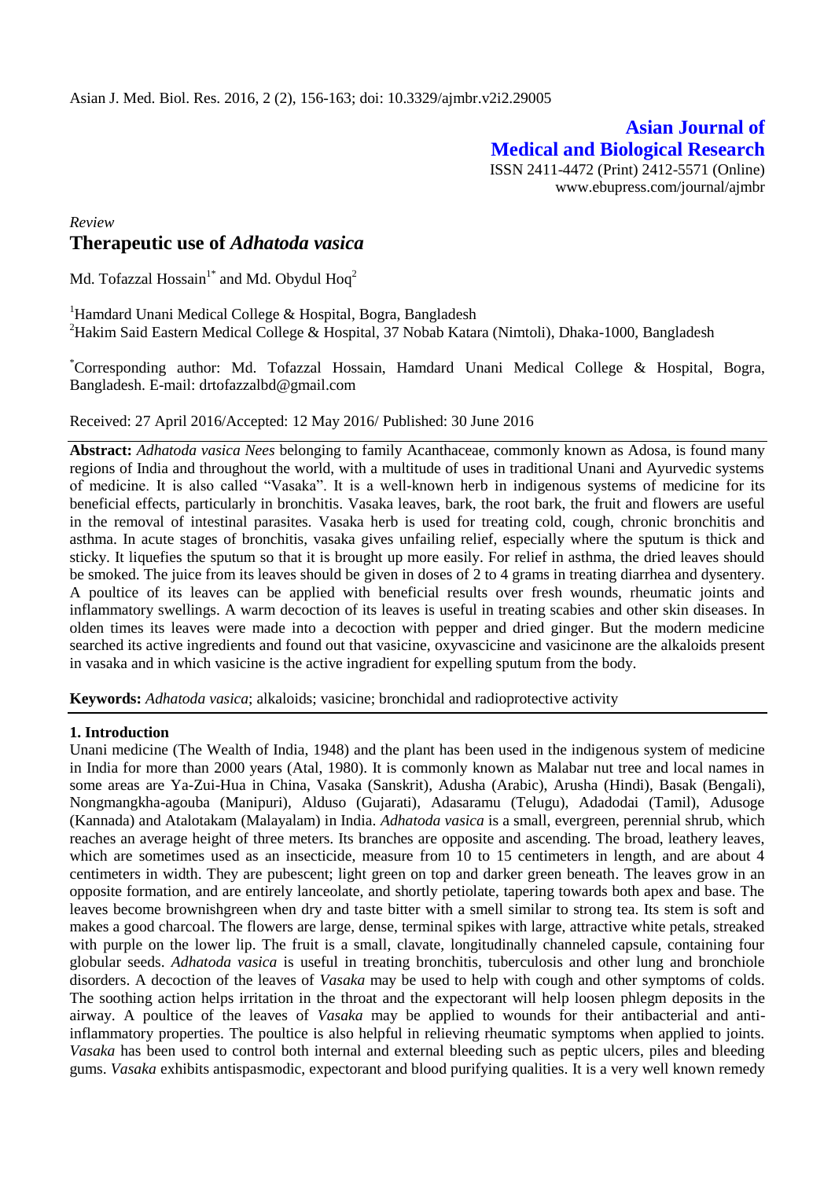**Asian Journal of Medical and Biological Research**

ISSN 2411-4472 (Print) 2412-5571 (Online)
www.ebupress.com/journal/ajmbr

*Review*

# Therapeutic use of *Adhatoda vasica*

Md. Tofazzal Hossain[1*] and Md. Obydul Hoq[2]

[1]Hamdard Unani Medical College & Hospital, Bogra, Bangladesh
[2]Hakim Said Eastern Medical College & Hospital, 37 Nobab Katara (Nimtoli), Dhaka-1000, Bangladesh

[*]Corresponding author: Md. Tofazzal Hossain, Hamdard Unani Medical College & Hospital, Bogra, Bangladesh. E-mail: drtofazzalbd@gmail.com

Received: 27 April 2016/Accepted: 12 May 2016/ Published: 30 June 2016

**Abstract:** *Adhatoda vasica Nees* belonging to family Acanthaceae, commonly known as Adosa, is found many regions of India and throughout the world, with a multitude of uses in traditional Unani and Ayurvedic systems of medicine. It is also called "Vasaka". It is a well-known herb in indigenous systems of medicine for its beneficial effects, particularly in bronchitis. Vasaka leaves, bark, the root bark, the fruit and flowers are useful in the removal of intestinal parasites. Vasaka herb is used for treating cold, cough, chronic bronchitis and asthma. In acute stages of bronchitis, vasaka gives unfailing relief, especially where the sputum is thick and sticky. It liquefies the sputum so that it is brought up more easily. For relief in asthma, the dried leaves should be smoked. The juice from its leaves should be given in doses of 2 to 4 grams in treating diarrhea and dysentery. A poultice of its leaves can be applied with beneficial results over fresh wounds, rheumatic joints and inflammatory swellings. A warm decoction of its leaves is useful in treating scabies and other skin diseases. In olden times its leaves were made into a decoction with pepper and dried ginger. But the modern medicine searched its active ingredients and found out that vasicine, oxyvascicine and vasicinone are the alkaloids present in vasaka and in which vasicine is the active ingradient for expelling sputum from the body.

**Keywords:** *Adhatoda vasica*; alkaloids; vasicine; bronchidal and radioprotective activity

## 1. Introduction

Unani medicine (The Wealth of India, 1948) and the plant has been used in the indigenous system of medicine in India for more than 2000 years (Atal, 1980). It is commonly known as Malabar nut tree and local names in some areas are Ya-Zui-Hua in China, Vasaka (Sanskrit), Adusha (Arabic), Arusha (Hindi), Basak (Bengali), Nongmangkha-agouba (Manipuri), Alduso (Gujarati), Adasaramu (Telugu), Adadodai (Tamil), Adusoge (Kannada) and Atalotakam (Malayalam) in India. *Adhatoda vasica* is a small, evergreen, perennial shrub, which reaches an average height of three meters. Its branches are opposite and ascending. The broad, leathery leaves, which are sometimes used as an insecticide, measure from 10 to 15 centimeters in length, and are about 4 centimeters in width. They are pubescent; light green on top and darker green beneath. The leaves grow in an opposite formation, and are entirely lanceolate, and shortly petiolate, tapering towards both apex and base. The leaves become brownishgreen when dry and taste bitter with a smell similar to strong tea. Its stem is soft and makes a good charcoal. The flowers are large, dense, terminal spikes with large, attractive white petals, streaked with purple on the lower lip. The fruit is a small, clavate, longitudinally channeled capsule, containing four globular seeds. *Adhatoda vasica* is useful in treating bronchitis, tuberculosis and other lung and bronchiole disorders. A decoction of the leaves of *Vasaka* may be used to help with cough and other symptoms of colds. The soothing action helps irritation in the throat and the expectorant will help loosen phlegm deposits in the airway. A poultice of the leaves of *Vasaka* may be applied to wounds for their antibacterial and anti-inflammatory properties. The poultice is also helpful in relieving rheumatic symptoms when applied to joints. *Vasaka* has been used to control both internal and external bleeding such as peptic ulcers, piles and bleeding gums. *Vasaka* exhibits antispasmodic, expectorant and blood purifying qualities. It is a very well known remedy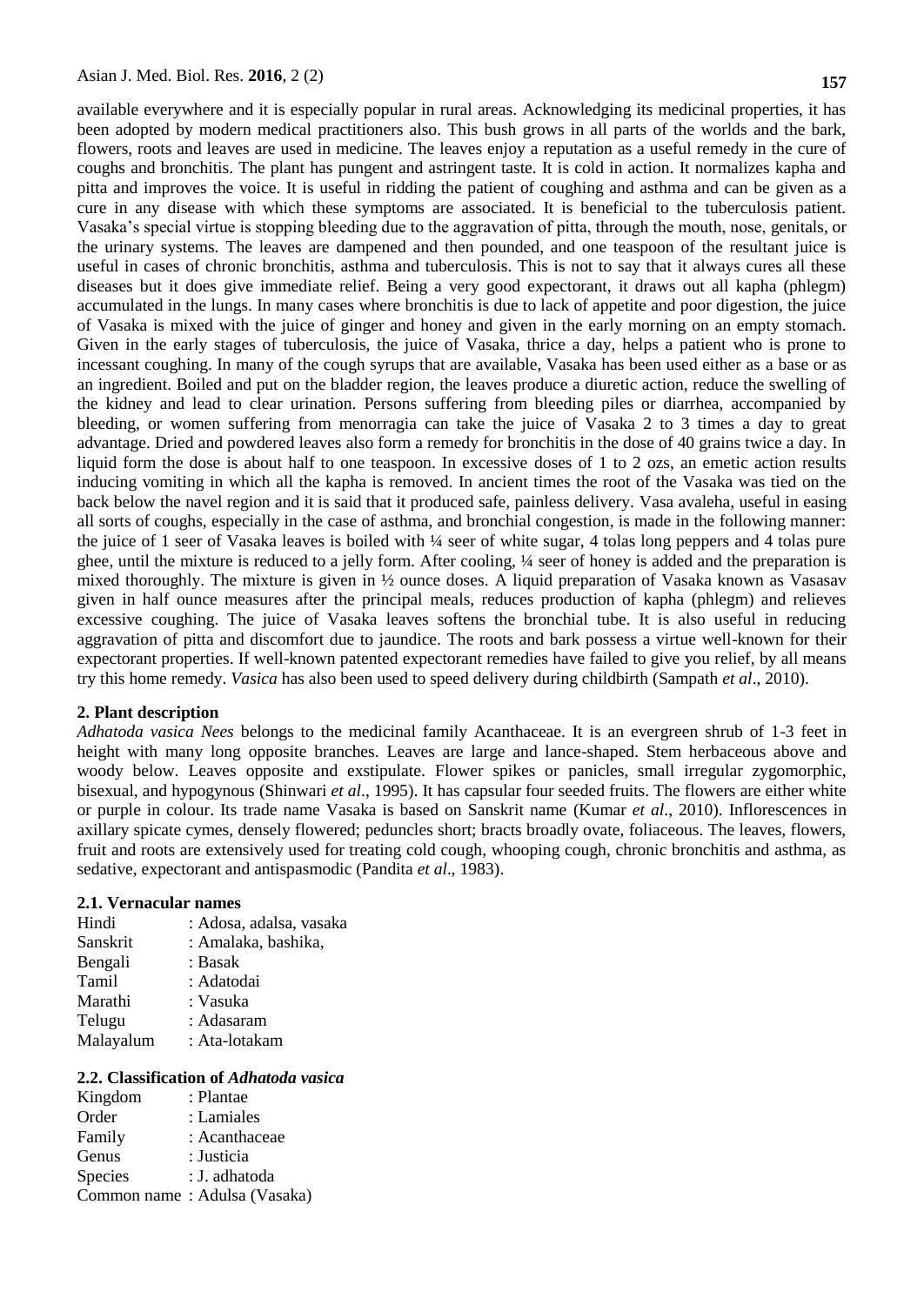available everywhere and it is especially popular in rural areas. Acknowledging its medicinal properties, it has been adopted by modern medical practitioners also. This bush grows in all parts of the worlds and the bark, flowers, roots and leaves are used in medicine. The leaves enjoy a reputation as a useful remedy in the cure of coughs and bronchitis. The plant has pungent and astringent taste. It is cold in action. It normalizes kapha and pitta and improves the voice. It is useful in ridding the patient of coughing and asthma and can be given as a cure in any disease with which these symptoms are associated. It is beneficial to the tuberculosis patient. Vasaka's special virtue is stopping bleeding due to the aggravation of pitta, through the mouth, nose, genitals, or the urinary systems. The leaves are dampened and then pounded, and one teaspoon of the resultant juice is useful in cases of chronic bronchitis, asthma and tuberculosis. This is not to say that it always cures all these diseases but it does give immediate relief. Being a very good expectorant, it draws out all kapha (phlegm) accumulated in the lungs. In many cases where bronchitis is due to lack of appetite and poor digestion, the juice of Vasaka is mixed with the juice of ginger and honey and given in the early morning on an empty stomach. Given in the early stages of tuberculosis, the juice of Vasaka, thrice a day, helps a patient who is prone to incessant coughing. In many of the cough syrups that are available, Vasaka has been used either as a base or as an ingredient. Boiled and put on the bladder region, the leaves produce a diuretic action, reduce the swelling of the kidney and lead to clear urination. Persons suffering from bleeding piles or diarrhea, accompanied by bleeding, or women suffering from menorragia can take the juice of Vasaka 2 to 3 times a day to great advantage. Dried and powdered leaves also form a remedy for bronchitis in the dose of 40 grains twice a day. In liquid form the dose is about half to one teaspoon. In excessive doses of 1 to 2 ozs, an emetic action results inducing vomiting in which all the kapha is removed. In ancient times the root of the Vasaka was tied on the back below the navel region and it is said that it produced safe, painless delivery. Vasa avaleha, useful in easing all sorts of coughs, especially in the case of asthma, and bronchial congestion, is made in the following manner: the juice of 1 seer of Vasaka leaves is boiled with ¼ seer of white sugar, 4 tolas long peppers and 4 tolas pure ghee, until the mixture is reduced to a jelly form. After cooling, ¼ seer of honey is added and the preparation is mixed thoroughly. The mixture is given in ½ ounce doses. A liquid preparation of Vasaka known as Vasasav given in half ounce measures after the principal meals, reduces production of kapha (phlegm) and relieves excessive coughing. The juice of Vasaka leaves softens the bronchial tube. It is also useful in reducing aggravation of pitta and discomfort due to jaundice. The roots and bark possess a virtue well-known for their expectorant properties. If well-known patented expectorant remedies have failed to give you relief, by all means try this home remedy. *Vasica* has also been used to speed delivery during childbirth (Sampath *et al*., 2010).

## 2. Plant description

*Adhatoda vasica Nees* belongs to the medicinal family Acanthaceae. It is an evergreen shrub of 1-3 feet in height with many long opposite branches. Leaves are large and lance-shaped. Stem herbaceous above and woody below. Leaves opposite and exstipulate. Flower spikes or panicles, small irregular zygomorphic, bisexual, and hypogynous (Shinwari *et al*., 1995). It has capsular four seeded fruits. The flowers are either white or purple in colour. Its trade name Vasaka is based on Sanskrit name (Kumar *et al*., 2010). Inflorescences in axillary spicate cymes, densely flowered; peduncles short; bracts broadly ovate, foliaceous. The leaves, flowers, fruit and roots are extensively used for treating cold cough, whooping cough, chronic bronchitis and asthma, as sedative, expectorant and antispasmodic (Pandita *et al*., 1983).

### 2.1. Vernacular names

Hindi : Adosa, adalsa, vasaka
Sanskrit : Amalaka, bashika,
Bengali : Basak
Tamil : Adatodai
Marathi : Vasuka
Telugu : Adasaram
Malayalum : Ata-lotakam

### 2.2. Classification of *Adhatoda vasica*

Kingdom : Plantae
Order : Lamiales
Family : Acanthaceae
Genus : Justicia
Species : J. adhatoda
Common name : Adulsa (Vasaka)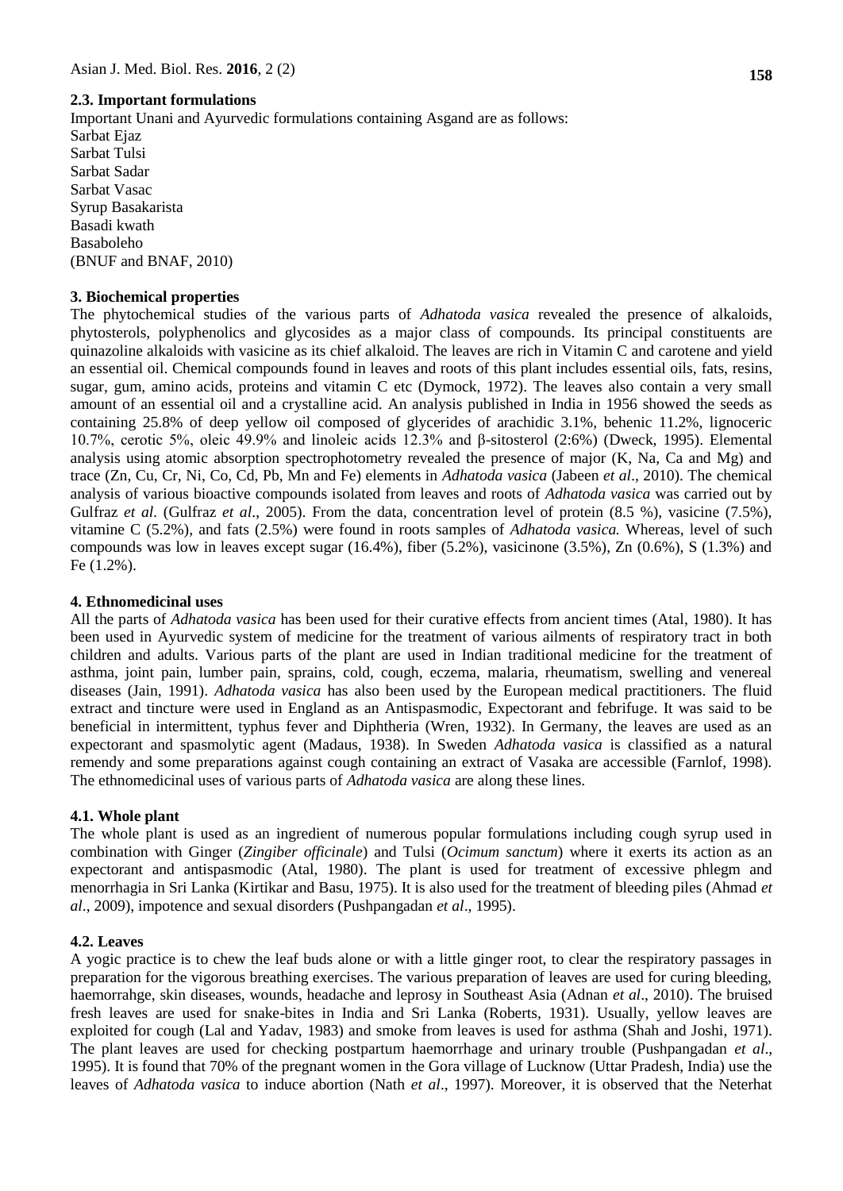### 2.3. Important formulations

Important Unani and Ayurvedic formulations containing Asgand are as follows:

Sarbat Ejaz
Sarbat Tulsi
Sarbat Sadar
Sarbat Vasac
Syrup Basakarista
Basadi kwath
Basaboleho
(BNUF and BNAF, 2010)

## 3. Biochemical properties

The phytochemical studies of the various parts of *Adhatoda vasica* revealed the presence of alkaloids, phytosterols, polyphenolics and glycosides as a major class of compounds. Its principal constituents are quinazoline alkaloids with vasicine as its chief alkaloid. The leaves are rich in Vitamin C and carotene and yield an essential oil. Chemical compounds found in leaves and roots of this plant includes essential oils, fats, resins, sugar, gum, amino acids, proteins and vitamin C etc (Dymock, 1972). The leaves also contain a very small amount of an essential oil and a crystalline acid. An analysis published in India in 1956 showed the seeds as containing 25.8% of deep yellow oil composed of glycerides of arachidic 3.1%, behenic 11.2%, lignoceric 10.7%, cerotic 5%, oleic 49.9% and linoleic acids 12.3% and β-sitosterol (2:6%) (Dweck, 1995). Elemental analysis using atomic absorption spectrophotometry revealed the presence of major (K, Na, Ca and Mg) and trace (Zn, Cu, Cr, Ni, Co, Cd, Pb, Mn and Fe) elements in *Adhatoda vasica* (Jabeen *et al*., 2010). The chemical analysis of various bioactive compounds isolated from leaves and roots of *Adhatoda vasica* was carried out by Gulfraz *et al.* (Gulfraz *et al*., 2005). From the data, concentration level of protein (8.5 %), vasicine (7.5%), vitamine C (5.2%), and fats (2.5%) were found in roots samples of *Adhatoda vasica.* Whereas, level of such compounds was low in leaves except sugar (16.4%), fiber (5.2%), vasicinone (3.5%), Zn (0.6%), S (1.3%) and Fe (1.2%).

## 4. Ethnomedicinal uses

All the parts of *Adhatoda vasica* has been used for their curative effects from ancient times (Atal, 1980). It has been used in Ayurvedic system of medicine for the treatment of various ailments of respiratory tract in both children and adults. Various parts of the plant are used in Indian traditional medicine for the treatment of asthma, joint pain, lumber pain, sprains, cold, cough, eczema, malaria, rheumatism, swelling and venereal diseases (Jain, 1991). *Adhatoda vasica* has also been used by the European medical practitioners. The fluid extract and tincture were used in England as an Antispasmodic, Expectorant and febrifuge. It was said to be beneficial in intermittent, typhus fever and Diphtheria (Wren, 1932). In Germany, the leaves are used as an expectorant and spasmolytic agent (Madaus, 1938). In Sweden *Adhatoda vasica* is classified as a natural remendy and some preparations against cough containing an extract of Vasaka are accessible (Farnlof, 1998). The ethnomedicinal uses of various parts of *Adhatoda vasica* are along these lines.

### 4.1. Whole plant

The whole plant is used as an ingredient of numerous popular formulations including cough syrup used in combination with Ginger (*Zingiber officinale*) and Tulsi (*Ocimum sanctum*) where it exerts its action as an expectorant and antispasmodic (Atal, 1980). The plant is used for treatment of excessive phlegm and menorrhagia in Sri Lanka (Kirtikar and Basu, 1975). It is also used for the treatment of bleeding piles (Ahmad *et al*., 2009), impotence and sexual disorders (Pushpangadan *et al*., 1995).

### 4.2. Leaves

A yogic practice is to chew the leaf buds alone or with a little ginger root, to clear the respiratory passages in preparation for the vigorous breathing exercises. The various preparation of leaves are used for curing bleeding, haemorrahge, skin diseases, wounds, headache and leprosy in Southeast Asia (Adnan *et al*., 2010). The bruised fresh leaves are used for snake-bites in India and Sri Lanka (Roberts, 1931). Usually, yellow leaves are exploited for cough (Lal and Yadav, 1983) and smoke from leaves is used for asthma (Shah and Joshi, 1971). The plant leaves are used for checking postpartum haemorrhage and urinary trouble (Pushpangadan *et al*., 1995). It is found that 70% of the pregnant women in the Gora village of Lucknow (Uttar Pradesh, India) use the leaves of *Adhatoda vasica* to induce abortion (Nath *et al*., 1997). Moreover, it is observed that the Neterhat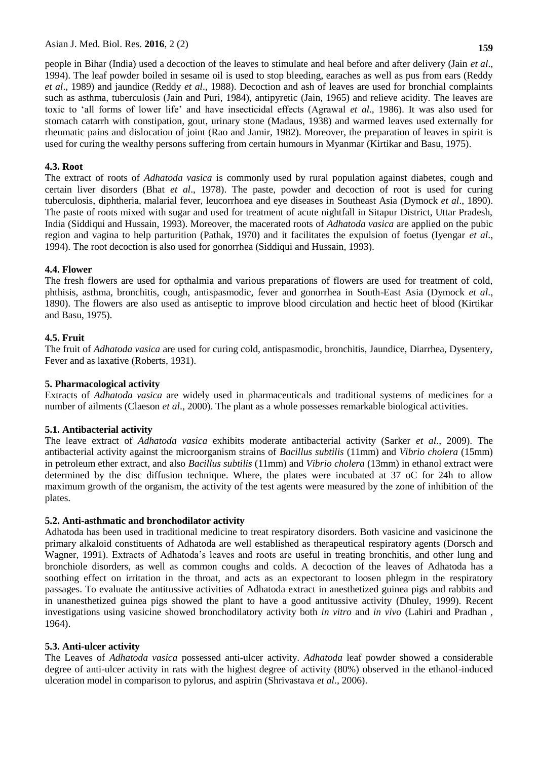people in Bihar (India) used a decoction of the leaves to stimulate and heal before and after delivery (Jain *et al*., 1994). The leaf powder boiled in sesame oil is used to stop bleeding, earaches as well as pus from ears (Reddy *et al*., 1989) and jaundice (Reddy *et al*., 1988). Decoction and ash of leaves are used for bronchial complaints such as asthma, tuberculosis (Jain and Puri, 1984), antipyretic (Jain, 1965) and relieve acidity. The leaves are toxic to 'all forms of lower life' and have insecticidal effects (Agrawal *et al*., 1986). It was also used for stomach catarrh with constipation, gout, urinary stone (Madaus, 1938) and warmed leaves used externally for rheumatic pains and dislocation of joint (Rao and Jamir, 1982). Moreover, the preparation of leaves in spirit is used for curing the wealthy persons suffering from certain humours in Myanmar (Kirtikar and Basu, 1975).

### 4.3. Root

The extract of roots of *Adhatoda vasica* is commonly used by rural population against diabetes, cough and certain liver disorders (Bhat *et al*., 1978). The paste, powder and decoction of root is used for curing tuberculosis, diphtheria, malarial fever, leucorrhoea and eye diseases in Southeast Asia (Dymock *et al*., 1890). The paste of roots mixed with sugar and used for treatment of acute nightfall in Sitapur District, Uttar Pradesh, India (Siddiqui and Hussain, 1993). Moreover, the macerated roots of *Adhatoda vasica* are applied on the pubic region and vagina to help parturition (Pathak, 1970) and it facilitates the expulsion of foetus (Iyengar *et al*., 1994). The root decoction is also used for gonorrhea (Siddiqui and Hussain, 1993).

### 4.4. Flower

The fresh flowers are used for opthalmia and various preparations of flowers are used for treatment of cold, phthisis, asthma, bronchitis, cough, antispasmodic, fever and gonorrhea in South-East Asia (Dymock *et al*., 1890). The flowers are also used as antiseptic to improve blood circulation and hectic heet of blood (Kirtikar and Basu, 1975).

### 4.5. Fruit

The fruit of *Adhatoda vasica* are used for curing cold, antispasmodic, bronchitis, Jaundice, Diarrhea, Dysentery, Fever and as laxative (Roberts, 1931).

## 5. Pharmacological activity

Extracts of *Adhatoda vasica* are widely used in pharmaceuticals and traditional systems of medicines for a number of ailments (Claeson *et al*., 2000). The plant as a whole possesses remarkable biological activities.

### 5.1. Antibacterial activity

The leave extract of *Adhatoda vasica* exhibits moderate antibacterial activity (Sarker *et al*., 2009). The antibacterial activity against the microorganism strains of *Bacillus subtilis* (11mm) and *Vibrio cholera* (15mm) in petroleum ether extract, and also *Bacillus subtilis* (11mm) and *Vibrio cholera* (13mm) in ethanol extract were determined by the disc diffusion technique. Where, the plates were incubated at 37 oC for 24h to allow maximum growth of the organism, the activity of the test agents were measured by the zone of inhibition of the plates.

### 5.2. Anti-asthmatic and bronchodilator activity

Adhatoda has been used in traditional medicine to treat respiratory disorders. Both vasicine and vasicinone the primary alkaloid constituents of Adhatoda are well established as therapeutical respiratory agents (Dorsch and Wagner, 1991). Extracts of Adhatoda's leaves and roots are useful in treating bronchitis, and other lung and bronchiole disorders, as well as common coughs and colds. A decoction of the leaves of Adhatoda has a soothing effect on irritation in the throat, and acts as an expectorant to loosen phlegm in the respiratory passages. To evaluate the antitussive activities of Adhatoda extract in anesthetized guinea pigs and rabbits and in unanesthetized guinea pigs showed the plant to have a good antitussive activity (Dhuley, 1999). Recent investigations using vasicine showed bronchodilatory activity both *in vitro* and *in vivo* (Lahiri and Pradhan , 1964).

### 5.3. Anti-ulcer activity

The Leaves of *Adhatoda vasica* possessed anti-ulcer activity. *Adhatoda* leaf powder showed a considerable degree of anti-ulcer activity in rats with the highest degree of activity (80%) observed in the ethanol-induced ulceration model in comparison to pylorus, and aspirin (Shrivastava *et al*., 2006).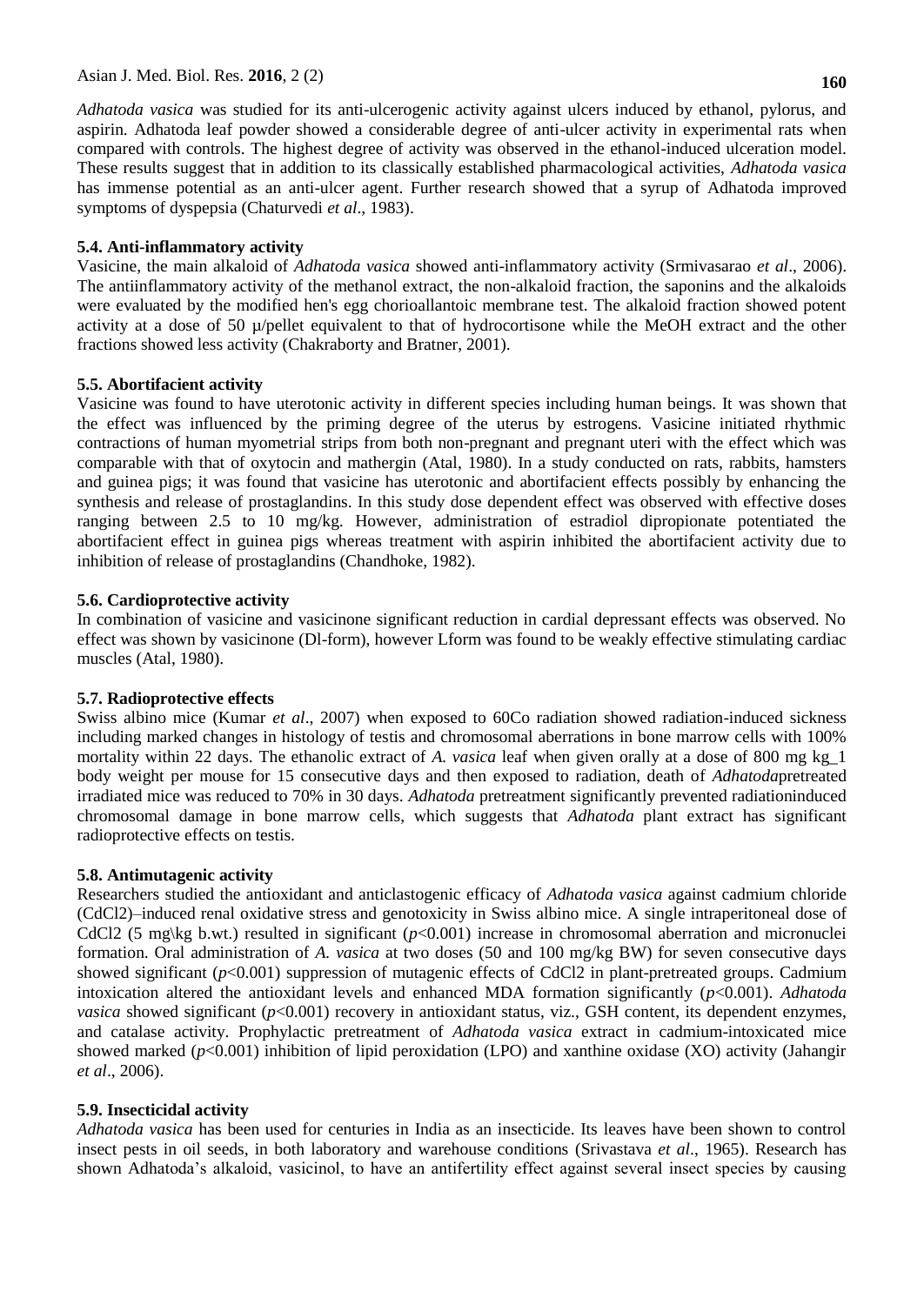*Adhatoda vasica* was studied for its anti-ulcerogenic activity against ulcers induced by ethanol, pylorus, and aspirin. Adhatoda leaf powder showed a considerable degree of anti-ulcer activity in experimental rats when compared with controls. The highest degree of activity was observed in the ethanol-induced ulceration model. These results suggest that in addition to its classically established pharmacological activities, *Adhatoda vasica* has immense potential as an anti-ulcer agent. Further research showed that a syrup of Adhatoda improved symptoms of dyspepsia (Chaturvedi *et al*., 1983).

### 5.4. Anti-inflammatory activity

Vasicine, the main alkaloid of *Adhatoda vasica* showed anti-inflammatory activity (Srmivasarao *et al*., 2006). The antiinflammatory activity of the methanol extract, the non-alkaloid fraction, the saponins and the alkaloids were evaluated by the modified hen's egg chorioallantoic membrane test. The alkaloid fraction showed potent activity at a dose of 50 µ/pellet equivalent to that of hydrocortisone while the MeOH extract and the other fractions showed less activity (Chakraborty and Bratner, 2001).

### 5.5. Abortifacient activity

Vasicine was found to have uterotonic activity in different species including human beings. It was shown that the effect was influenced by the priming degree of the uterus by estrogens. Vasicine initiated rhythmic contractions of human myometrial strips from both non-pregnant and pregnant uteri with the effect which was comparable with that of oxytocin and mathergin (Atal, 1980). In a study conducted on rats, rabbits, hamsters and guinea pigs; it was found that vasicine has uterotonic and abortifacient effects possibly by enhancing the synthesis and release of prostaglandins. In this study dose dependent effect was observed with effective doses ranging between 2.5 to 10 mg/kg. However, administration of estradiol dipropionate potentiated the abortifacient effect in guinea pigs whereas treatment with aspirin inhibited the abortifacient activity due to inhibition of release of prostaglandins (Chandhoke, 1982).

### 5.6. Cardioprotective activity

In combination of vasicine and vasicinone significant reduction in cardial depressant effects was observed. No effect was shown by vasicinone (Dl-form), however Lform was found to be weakly effective stimulating cardiac muscles (Atal, 1980).

### 5.7. Radioprotective effects

Swiss albino mice (Kumar *et al*., 2007) when exposed to 60Co radiation showed radiation-induced sickness including marked changes in histology of testis and chromosomal aberrations in bone marrow cells with 100% mortality within 22 days. The ethanolic extract of *A. vasica* leaf when given orally at a dose of 800 mg kg_1 body weight per mouse for 15 consecutive days and then exposed to radiation, death of *Adhatoda*pretreated irradiated mice was reduced to 70% in 30 days. *Adhatoda* pretreatment significantly prevented radiationinduced chromosomal damage in bone marrow cells, which suggests that *Adhatoda* plant extract has significant radioprotective effects on testis.

### 5.8. Antimutagenic activity

Researchers studied the antioxidant and anticlastogenic efficacy of *Adhatoda vasica* against cadmium chloride ($CdCl_2$)–induced renal oxidative stress and genotoxicity in Swiss albino mice. A single intraperitoneal dose of $CdCl_2$ (5 mg\kg b.wt.) resulted in significant ($p$<0.001) increase in chromosomal aberration and micronuclei formation. Oral administration of *A. vasica* at two doses (50 and 100 mg/kg BW) for seven consecutive days showed significant ($p$<0.001) suppression of mutagenic effects of $CdCl_2$ in plant-pretreated groups. Cadmium intoxication altered the antioxidant levels and enhanced MDA formation significantly ($p$<0.001). *Adhatoda vasica* showed significant ($p$<0.001) recovery in antioxidant status, viz., GSH content, its dependent enzymes, and catalase activity. Prophylactic pretreatment of *Adhatoda vasica* extract in cadmium-intoxicated mice showed marked ($p$<0.001) inhibition of lipid peroxidation (LPO) and xanthine oxidase (XO) activity (Jahangir *et al*., 2006).

### 5.9. Insecticidal activity

*Adhatoda vasica* has been used for centuries in India as an insecticide. Its leaves have been shown to control insect pests in oil seeds, in both laboratory and warehouse conditions (Srivastava *et al*., 1965). Research has shown Adhatoda's alkaloid, vasicinol, to have an antifertility effect against several insect species by causing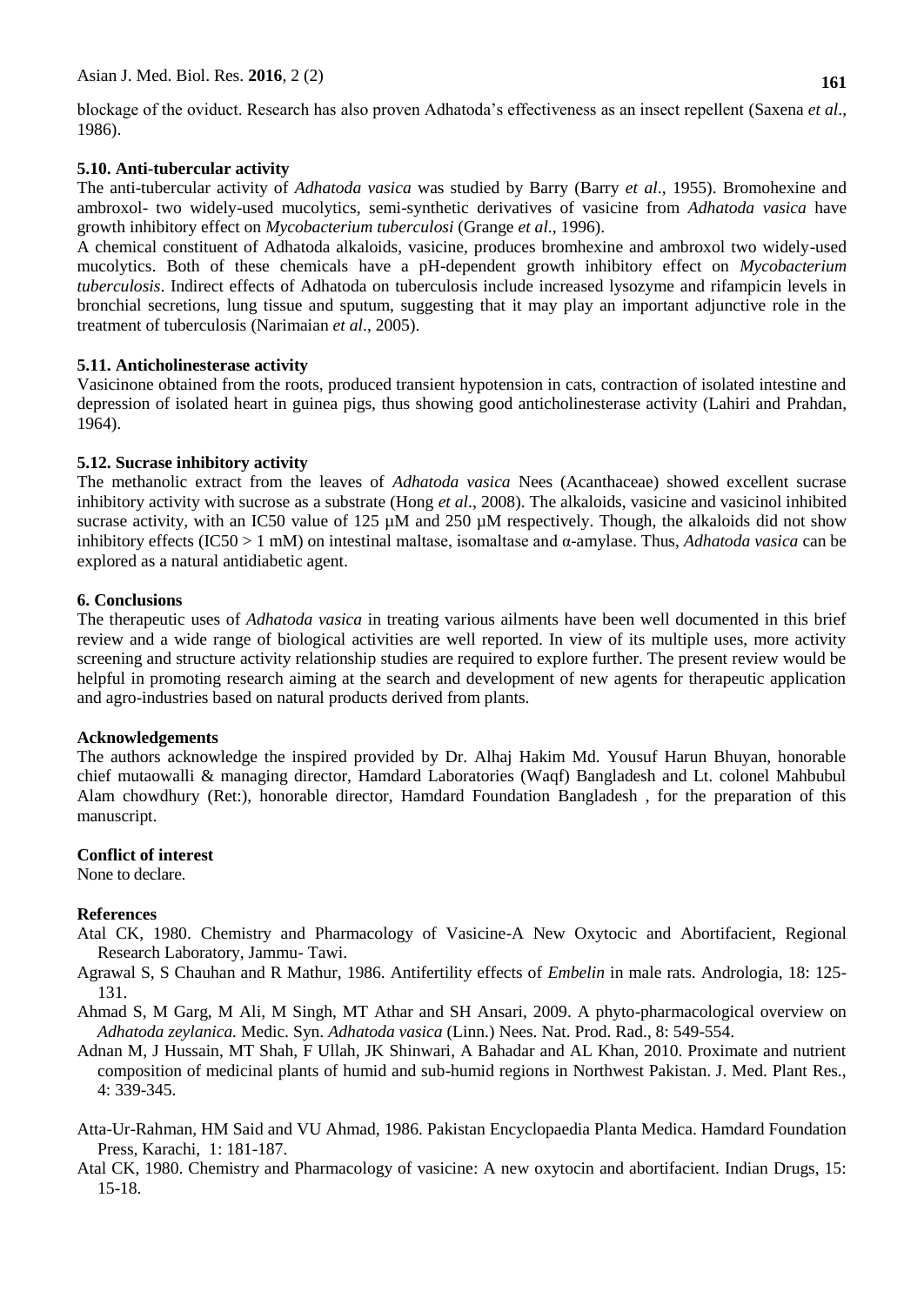blockage of the oviduct. Research has also proven Adhatoda's effectiveness as an insect repellent (Saxena *et al*., 1986).

### 5.10. Anti-tubercular activity

The anti-tubercular activity of *Adhatoda vasica* was studied by Barry (Barry *et al*., 1955). Bromohexine and ambroxol- two widely-used mucolytics, semi-synthetic derivatives of vasicine from *Adhatoda vasica* have growth inhibitory effect on *Mycobacterium tuberculosi* (Grange *et al*., 1996).

A chemical constituent of Adhatoda alkaloids, vasicine, produces bromhexine and ambroxol two widely-used mucolytics. Both of these chemicals have a pH-dependent growth inhibitory effect on *Mycobacterium tuberculosis*. Indirect effects of Adhatoda on tuberculosis include increased lysozyme and rifampicin levels in bronchial secretions, lung tissue and sputum, suggesting that it may play an important adjunctive role in the treatment of tuberculosis (Narimaian *et al*., 2005).

### 5.11. Anticholinesterase activity

Vasicinone obtained from the roots, produced transient hypotension in cats, contraction of isolated intestine and depression of isolated heart in guinea pigs, thus showing good anticholinesterase activity (Lahiri and Prahdan, 1964).

### 5.12. Sucrase inhibitory activity

The methanolic extract from the leaves of *Adhatoda vasica* Nees (Acanthaceae) showed excellent sucrase inhibitory activity with sucrose as a substrate (Hong *et al*., 2008). The alkaloids, vasicine and vasicinol inhibited sucrase activity, with an IC50 value of 125 µM and 250 µM respectively. Though, the alkaloids did not show inhibitory effects (IC50 > 1 mM) on intestinal maltase, isomaltase and α-amylase. Thus, *Adhatoda vasica* can be explored as a natural antidiabetic agent.

## 6. Conclusions

The therapeutic uses of *Adhatoda vasica* in treating various ailments have been well documented in this brief review and a wide range of biological activities are well reported. In view of its multiple uses, more activity screening and structure activity relationship studies are required to explore further. The present review would be helpful in promoting research aiming at the search and development of new agents for therapeutic application and agro-industries based on natural products derived from plants.

## Acknowledgements

The authors acknowledge the inspired provided by Dr. Alhaj Hakim Md. Yousuf Harun Bhuyan, honorable chief mutaowalli & managing director, Hamdard Laboratories (Waqf) Bangladesh and Lt. colonel Mahbubul Alam chowdhury (Ret:), honorable director, Hamdard Foundation Bangladesh , for the preparation of this manuscript.

## Conflict of interest

None to declare.

## References

Atal CK, 1980. Chemistry and Pharmacology of Vasicine-A New Oxytocic and Abortifacient, Regional Research Laboratory, Jammu- Tawi.

Agrawal S, S Chauhan and R Mathur, 1986. Antifertility effects of *Embelin* in male rats. Andrologia, 18: 125-131.

Ahmad S, M Garg, M Ali, M Singh, MT Athar and SH Ansari, 2009. A phyto-pharmacological overview on *Adhatoda zeylanica.* Medic. Syn. *Adhatoda vasica* (Linn.) Nees. Nat. Prod. Rad., 8: 549-554.

Adnan M, J Hussain, MT Shah, F Ullah, JK Shinwari, A Bahadar and AL Khan, 2010. Proximate and nutrient composition of medicinal plants of humid and sub-humid regions in Northwest Pakistan. J. Med. Plant Res., 4: 339-345.

Atta-Ur-Rahman, HM Said and VU Ahmad, 1986. Pakistan Encyclopaedia Planta Medica. Hamdard Foundation Press, Karachi, 1: 181-187.

Atal CK, 1980. Chemistry and Pharmacology of vasicine: A new oxytocin and abortifacient. Indian Drugs, 15: 15-18.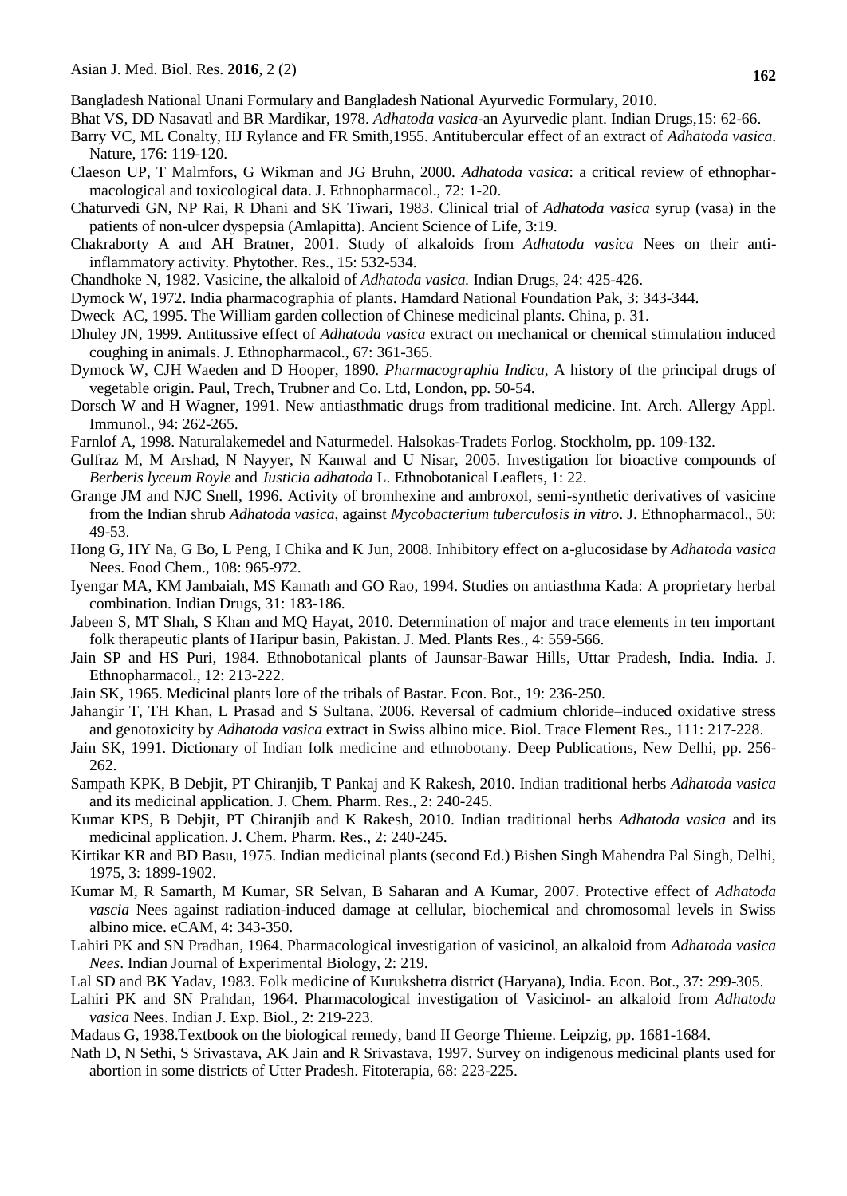Bangladesh National Unani Formulary and Bangladesh National Ayurvedic Formulary, 2010.

Bhat VS, DD Nasavatl and BR Mardikar, 1978. *Adhatoda vasica*-an Ayurvedic plant. Indian Drugs,15: 62-66.

Barry VC, ML Conalty, HJ Rylance and FR Smith,1955. Antitubercular effect of an extract of *Adhatoda vasica*. Nature, 176: 119-120.

Claeson UP, T Malmfors, G Wikman and JG Bruhn, 2000. *Adhatoda vasica*: a critical review of ethnopharmacological and toxicological data. J. Ethnopharmacol., 72: 1-20.

Chaturvedi GN, NP Rai, R Dhani and SK Tiwari, 1983. Clinical trial of *Adhatoda vasica* syrup (vasa) in the patients of non-ulcer dyspepsia (Amlapitta). Ancient Science of Life, 3:19.

Chakraborty A and AH Bratner, 2001. Study of alkaloids from *Adhatoda vasica* Nees on their anti-inflammatory activity. Phytother. Res., 15: 532-534.

Chandhoke N, 1982. Vasicine, the alkaloid of *Adhatoda vasica.* Indian Drugs, 24: 425-426.

Dymock W, 1972. India pharmacographia of plants. Hamdard National Foundation Pak, 3: 343-344.

Dweck AC, 1995. The William garden collection of Chinese medicinal plants. China, p. 31.

Dhuley JN, 1999. Antitussive effect of *Adhatoda vasica* extract on mechanical or chemical stimulation induced coughing in animals. J. Ethnopharmacol., 67: 361-365.

Dymock W, CJH Waeden and D Hooper, 1890. *Pharmacographia Indica*, A history of the principal drugs of vegetable origin. Paul, Trech, Trubner and Co. Ltd, London, pp. 50-54.

Dorsch W and H Wagner, 1991. New antiasthmatic drugs from traditional medicine. Int. Arch. Allergy Appl. Immunol., 94: 262-265.

Farnlof A, 1998. Naturalakemedel and Naturmedel. Halsokas-Tradets Forlog. Stockholm, pp. 109-132.

Gulfraz M, M Arshad, N Nayyer, N Kanwal and U Nisar, 2005. Investigation for bioactive compounds of *Berberis lyceum Royle* and *Justicia adhatoda* L. Ethnobotanical Leaflets, 1: 22.

Grange JM and NJC Snell, 1996. Activity of bromhexine and ambroxol, semi-synthetic derivatives of vasicine from the Indian shrub *Adhatoda vasica*, against *Mycobacterium tuberculosis in vitro*. J. Ethnopharmacol., 50: 49-53.

Hong G, HY Na, G Bo, L Peng, I Chika and K Jun, 2008. Inhibitory effect on a-glucosidase by *Adhatoda vasica* Nees. Food Chem., 108: 965-972.

Iyengar MA, KM Jambaiah, MS Kamath and GO Rao, 1994. Studies on antiasthma Kada: A proprietary herbal combination. Indian Drugs, 31: 183-186.

Jabeen S, MT Shah, S Khan and MQ Hayat, 2010. Determination of major and trace elements in ten important folk therapeutic plants of Haripur basin, Pakistan. J. Med. Plants Res., 4: 559-566.

Jain SP and HS Puri, 1984. Ethnobotanical plants of Jaunsar-Bawar Hills, Uttar Pradesh, India. India. J. Ethnopharmacol., 12: 213-222.

Jain SK, 1965. Medicinal plants lore of the tribals of Bastar. Econ. Bot., 19: 236-250.

Jahangir T, TH Khan, L Prasad and S Sultana, 2006. Reversal of cadmium chloride–induced oxidative stress and genotoxicity by *Adhatoda vasica* extract in Swiss albino mice. Biol. Trace Element Res., 111: 217-228.

Jain SK, 1991. Dictionary of Indian folk medicine and ethnobotany. Deep Publications, New Delhi, pp. 256-262.

Sampath KPK, B Debjit, PT Chiranjib, T Pankaj and K Rakesh, 2010. Indian traditional herbs *Adhatoda vasica* and its medicinal application. J. Chem. Pharm. Res., 2: 240-245.

Kumar KPS, B Debjit, PT Chiranjib and K Rakesh, 2010. Indian traditional herbs *Adhatoda vasica* and its medicinal application. J. Chem. Pharm. Res., 2: 240-245.

Kirtikar KR and BD Basu, 1975. Indian medicinal plants (second Ed.) Bishen Singh Mahendra Pal Singh, Delhi, 1975, 3: 1899-1902.

Kumar M, R Samarth, M Kumar, SR Selvan, B Saharan and A Kumar, 2007. Protective effect of *Adhatoda vascia* Nees against radiation-induced damage at cellular, biochemical and chromosomal levels in Swiss albino mice. eCAM, 4: 343-350.

Lahiri PK and SN Pradhan, 1964. Pharmacological investigation of vasicinol, an alkaloid from *Adhatoda vasica Nees*. Indian Journal of Experimental Biology, 2: 219.

Lal SD and BK Yadav, 1983. Folk medicine of Kurukshetra district (Haryana), India. Econ. Bot., 37: 299-305.

Lahiri PK and SN Prahdan, 1964. Pharmacological investigation of Vasicinol- an alkaloid from *Adhatoda vasica* Nees. Indian J. Exp. Biol., 2: 219-223.

Madaus G, 1938.Textbook on the biological remedy, band II George Thieme. Leipzig, pp. 1681-1684.

Nath D, N Sethi, S Srivastava, AK Jain and R Srivastava, 1997. Survey on indigenous medicinal plants used for abortion in some districts of Utter Pradesh. Fitoterapia, 68: 223-225.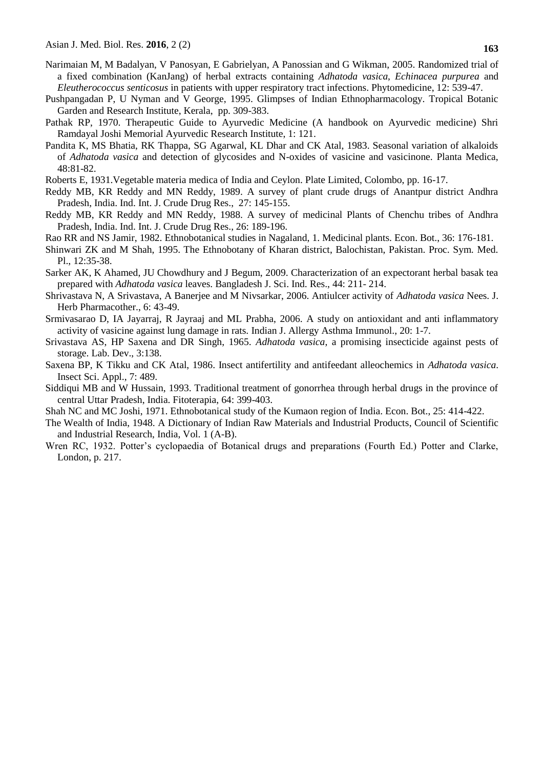Narimaian M, M Badalyan, V Panosyan, E Gabrielyan, A Panossian and G Wikman, 2005. Randomized trial of a fixed combination (KanJang) of herbal extracts containing *Adhatoda vasica*, *Echinacea purpurea* and *Eleutherococcus senticosus* in patients with upper respiratory tract infections. Phytomedicine, 12: 539-47.

Pushpangadan P, U Nyman and V George, 1995. Glimpses of Indian Ethnopharmacology. Tropical Botanic Garden and Research Institute, Kerala, pp. 309-383.

Pathak RP, 1970. Therapeutic Guide to Ayurvedic Medicine (A handbook on Ayurvedic medicine) Shri Ramdayal Joshi Memorial Ayurvedic Research Institute, 1: 121.

Pandita K, MS Bhatia, RK Thappa, SG Agarwal, KL Dhar and CK Atal, 1983. Seasonal variation of alkaloids of *Adhatoda vasica* and detection of glycosides and N-oxides of vasicine and vasicinone. Planta Medica, 48:81-82.

Roberts E, 1931.Vegetable materia medica of India and Ceylon. Plate Limited, Colombo, pp. 16-17.

Reddy MB, KR Reddy and MN Reddy, 1989. A survey of plant crude drugs of Anantpur district Andhra Pradesh, India. Ind. Int. J. Crude Drug Res., 27: 145-155.

Reddy MB, KR Reddy and MN Reddy, 1988. A survey of medicinal Plants of Chenchu tribes of Andhra Pradesh, India. Ind. Int. J. Crude Drug Res., 26: 189-196.

Rao RR and NS Jamir, 1982. Ethnobotanical studies in Nagaland, 1. Medicinal plants. Econ. Bot., 36: 176-181.

Shinwari ZK and M Shah, 1995. The Ethnobotany of Kharan district, Balochistan, Pakistan. Proc. Sym. Med. Pl., 12:35-38.

Sarker AK, K Ahamed, JU Chowdhury and J Begum, 2009. Characterization of an expectorant herbal basak tea prepared with *Adhatoda vasica* leaves. Bangladesh J. Sci. Ind. Res., 44: 211- 214.

Shrivastava N, A Srivastava, A Banerjee and M Nivsarkar, 2006. Antiulcer activity of *Adhatoda vasica* Nees. J. Herb Pharmacother., 6: 43-49.

Srmivasarao D, IA Jayarraj, R Jayraaj and ML Prabha, 2006. A study on antioxidant and anti inflammatory activity of vasicine against lung damage in rats. Indian J. Allergy Asthma Immunol., 20: 1-7.

Srivastava AS, HP Saxena and DR Singh, 1965. *Adhatoda vasica*, a promising insecticide against pests of storage. Lab. Dev., 3:138.

Saxena BP, K Tikku and CK Atal, 1986. Insect antifertility and antifeedant alleochemics in *Adhatoda vasica*. Insect Sci. Appl., 7: 489.

Siddiqui MB and W Hussain, 1993. Traditional treatment of gonorrhea through herbal drugs in the province of central Uttar Pradesh, India. Fitoterapia, 64: 399-403.

Shah NC and MC Joshi, 1971. Ethnobotanical study of the Kumaon region of India. Econ. Bot., 25: 414-422.

The Wealth of India, 1948. A Dictionary of Indian Raw Materials and Industrial Products, Council of Scientific and Industrial Research, India, Vol. 1 (A-B).

Wren RC, 1932. Potter's cyclopaedia of Botanical drugs and preparations (Fourth Ed.) Potter and Clarke, London, p. 217.